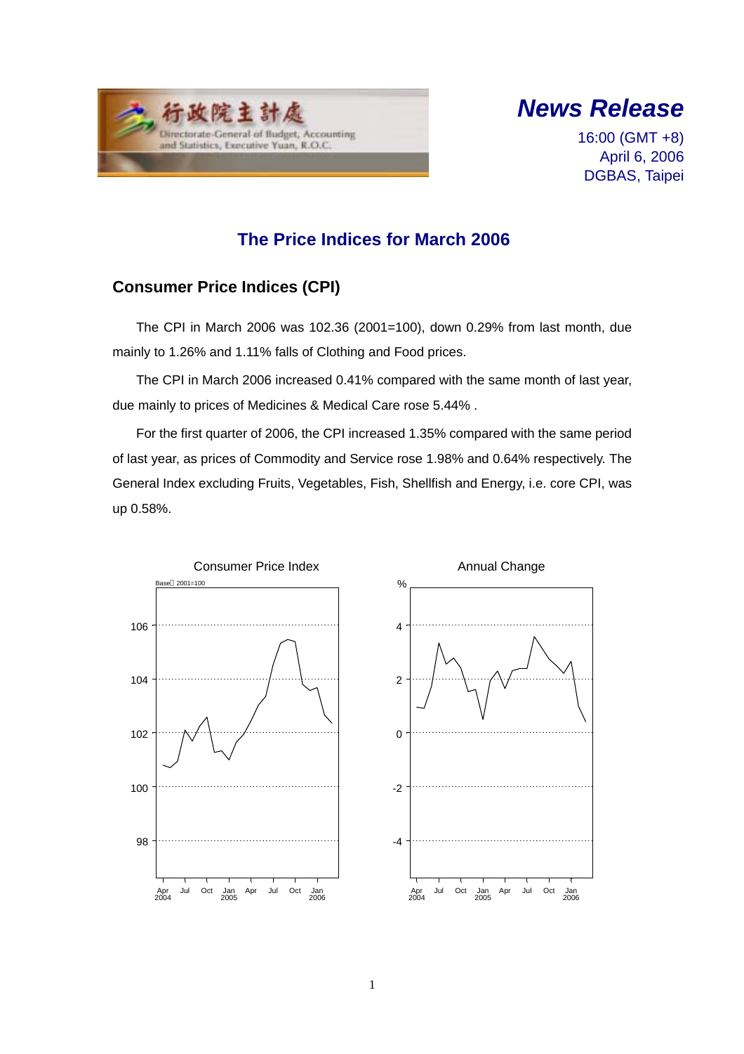行政院主計處
Directorate-General of Budget, Accounting and Statistics, Executive Yuan, R.O.C.

# *News Release*

16:00 (GMT +8)
April 6, 2006
DGBAS, Taipei

## The Price Indices for March 2006

### Consumer Price Indices (CPI)

The CPI in March 2006 was 102.36 (2001=100), down 0.29% from last month, due mainly to 1.26% and 1.11% falls of Clothing and Food prices.

The CPI in March 2006 increased 0.41% compared with the same month of last year, due mainly to prices of Medicines & Medical Care rose 5.44% .

For the first quarter of 2006, the CPI increased 1.35% compared with the same period of last year, as prices of Commodity and Service rose 1.98% and 0.64% respectively. The General Index excluding Fruits, Vegetables, Fish, Shellfish and Energy, i.e. core CPI, was up 0.58%.

Consumer Price Index

Annual Change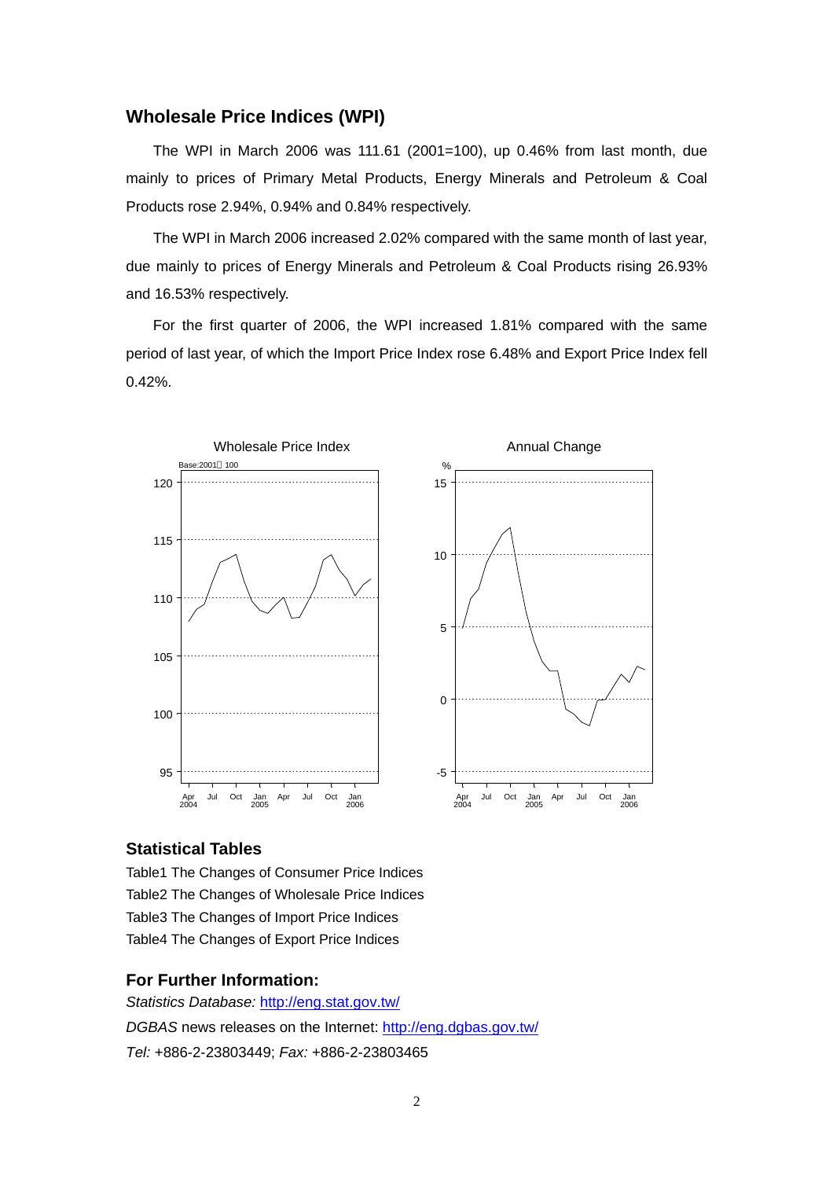## Wholesale Price Indices (WPI)

The WPI in March 2006 was 111.61 (2001=100), up 0.46% from last month, due mainly to prices of Primary Metal Products, Energy Minerals and Petroleum & Coal Products rose 2.94%, 0.94% and 0.84% respectively.

The WPI in March 2006 increased 2.02% compared with the same month of last year, due mainly to prices of Energy Minerals and Petroleum & Coal Products rising 26.93% and 16.53% respectively.

For the first quarter of 2006, the WPI increased 1.81% compared with the same period of last year, of which the Import Price Index rose 6.48% and Export Price Index fell 0.42%.

Wholesale Price Index

Annual Change

## Statistical Tables

Table1 The Changes of Consumer Price Indices

Table2 The Changes of Wholesale Price Indices

Table3 The Changes of Import Price Indices

Table4 The Changes of Export Price Indices

## For Further Information:

*Statistics Database:* http://eng.stat.gov.tw/

*DGBAS* news releases on the Internet: http://eng.dgbas.gov.tw/

*Tel:* +886-2-23803449; *Fax:* +886-2-23803465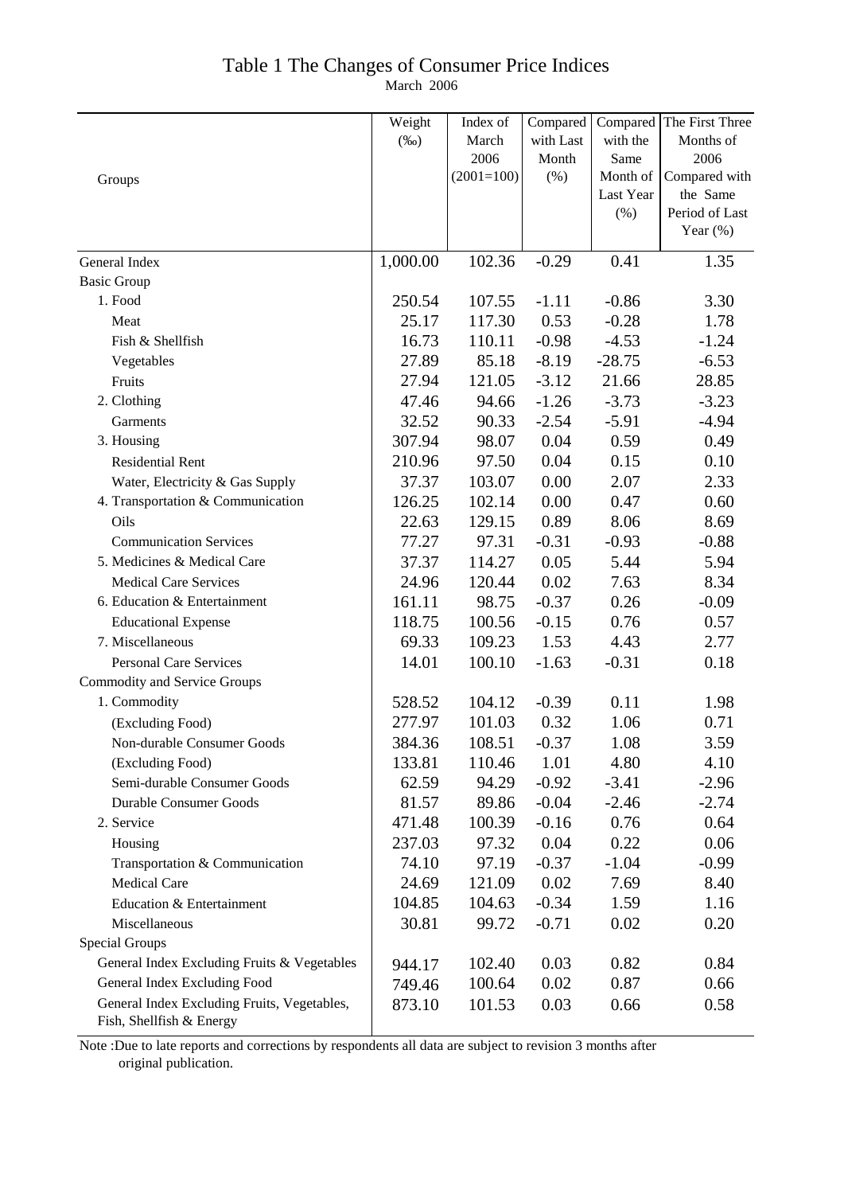# Table 1 The Changes of Consumer Price Indices

March 2006

| Groups | Weight (‰) | Index of March 2006 (2001=100) | Compared with Last Month (%) | Compared with the Same Month of Last Year (%) | The First Three Months of 2006 Compared with the Same Period of Last Year (%) |
|---|---|---|---|---|---|
| General Index | 1,000.00 | 102.36 | -0.29 | 0.41 | 1.35 |
| Basic Group | | | | | |
| 1. Food | 250.54 | 107.55 | -1.11 | -0.86 | 3.30 |
| Meat | 25.17 | 117.30 | 0.53 | -0.28 | 1.78 |
| Fish & Shellfish | 16.73 | 110.11 | -0.98 | -4.53 | -1.24 |
| Vegetables | 27.89 | 85.18 | -8.19 | -28.75 | -6.53 |
| Fruits | 27.94 | 121.05 | -3.12 | 21.66 | 28.85 |
| 2. Clothing | 47.46 | 94.66 | -1.26 | -3.73 | -3.23 |
| Garments | 32.52 | 90.33 | -2.54 | -5.91 | -4.94 |
| 3. Housing | 307.94 | 98.07 | 0.04 | 0.59 | 0.49 |
| Residential Rent | 210.96 | 97.50 | 0.04 | 0.15 | 0.10 |
| Water, Electricity & Gas Supply | 37.37 | 103.07 | 0.00 | 2.07 | 2.33 |
| 4. Transportation & Communication | 126.25 | 102.14 | 0.00 | 0.47 | 0.60 |
| Oils | 22.63 | 129.15 | 0.89 | 8.06 | 8.69 |
| Communication Services | 77.27 | 97.31 | -0.31 | -0.93 | -0.88 |
| 5. Medicines & Medical Care | 37.37 | 114.27 | 0.05 | 5.44 | 5.94 |
| Medical Care Services | 24.96 | 120.44 | 0.02 | 7.63 | 8.34 |
| 6. Education & Entertainment | 161.11 | 98.75 | -0.37 | 0.26 | -0.09 |
| Educational Expense | 118.75 | 100.56 | -0.15 | 0.76 | 0.57 |
| 7. Miscellaneous | 69.33 | 109.23 | 1.53 | 4.43 | 2.77 |
| Personal Care Services | 14.01 | 100.10 | -1.63 | -0.31 | 0.18 |
| Commodity and Service Groups | | | | | |
| 1. Commodity | 528.52 | 104.12 | -0.39 | 0.11 | 1.98 |
| (Excluding Food) | 277.97 | 101.03 | 0.32 | 1.06 | 0.71 |
| Non-durable Consumer Goods | 384.36 | 108.51 | -0.37 | 1.08 | 3.59 |
| (Excluding Food) | 133.81 | 110.46 | 1.01 | 4.80 | 4.10 |
| Semi-durable Consumer Goods | 62.59 | 94.29 | -0.92 | -3.41 | -2.96 |
| Durable Consumer Goods | 81.57 | 89.86 | -0.04 | -2.46 | -2.74 |
| 2. Service | 471.48 | 100.39 | -0.16 | 0.76 | 0.64 |
| Housing | 237.03 | 97.32 | 0.04 | 0.22 | 0.06 |
| Transportation & Communication | 74.10 | 97.19 | -0.37 | -1.04 | -0.99 |
| Medical Care | 24.69 | 121.09 | 0.02 | 7.69 | 8.40 |
| Education & Entertainment | 104.85 | 104.63 | -0.34 | 1.59 | 1.16 |
| Miscellaneous | 30.81 | 99.72 | -0.71 | 0.02 | 0.20 |
| Special Groups | | | | | |
| General Index Excluding Fruits & Vegetables | 944.17 | 102.40 | 0.03 | 0.82 | 0.84 |
| General Index Excluding Food | 749.46 | 100.64 | 0.02 | 0.87 | 0.66 |
| General Index Excluding Fruits, Vegetables, Fish, Shellfish & Energy | 873.10 | 101.53 | 0.03 | 0.66 | 0.58 |

Note :Due to late reports and corrections by respondents all data are subject to revision 3 months after original publication.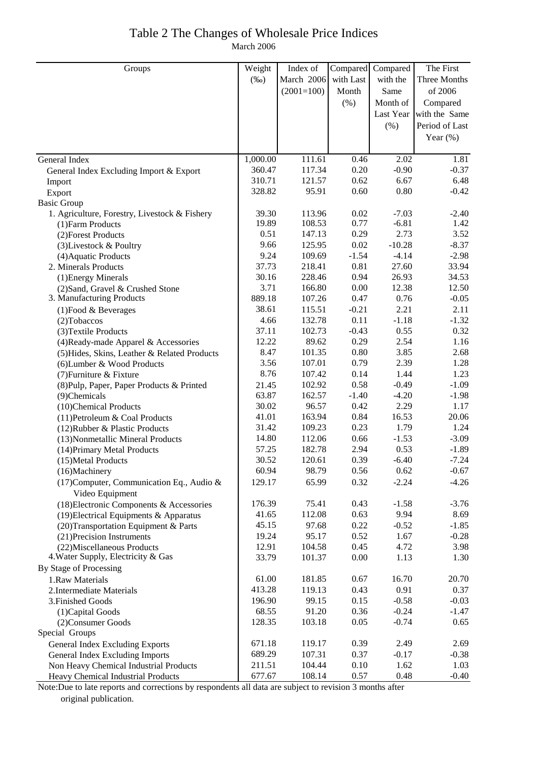# Table 2 The Changes of Wholesale Price Indices

March 2006

| Groups | Weight (‰) | Index of March 2006 (2001=100) | Compared with Last Month (%) | Compared with the Same Month of Last Year (%) | The First Three Months of 2006 Compared with the Same Period of Last Year (%) |
|---|---|---|---|---|---|
| General Index | 1,000.00 | 111.61 | 0.46 | 2.02 | 1.81 |
| General Index Excluding Import & Export | 360.47 | 117.34 | 0.20 | -0.90 | -0.37 |
| Import | 310.71 | 121.57 | 0.62 | 6.67 | 6.48 |
| Export | 328.82 | 95.91 | 0.60 | 0.80 | -0.42 |
| Basic Group | | | | | |
| 1. Agriculture, Forestry, Livestock & Fishery | 39.30 | 113.96 | 0.02 | -7.03 | -2.40 |
| (1)Farm Products | 19.89 | 108.53 | 0.77 | -6.81 | 1.42 |
| (2)Forest Products | 0.51 | 147.13 | 0.29 | 2.73 | 3.52 |
| (3)Livestock & Poultry | 9.66 | 125.95 | 0.02 | -10.28 | -8.37 |
| (4)Aquatic Products | 9.24 | 109.69 | -1.54 | -4.14 | -2.98 |
| 2. Minerals Products | 37.73 | 218.41 | 0.81 | 27.60 | 33.94 |
| (1)Energy Minerals | 30.16 | 228.46 | 0.94 | 26.93 | 34.53 |
| (2)Sand, Gravel & Crushed Stone | 3.71 | 166.80 | 0.00 | 12.38 | 12.50 |
| 3. Manufacturing Products | 889.18 | 107.26 | 0.47 | 0.76 | -0.05 |
| (1)Food & Beverages | 38.61 | 115.51 | -0.21 | 2.21 | 2.11 |
| (2)Tobaccos | 4.66 | 132.78 | 0.11 | -1.18 | -1.32 |
| (3)Textile Products | 37.11 | 102.73 | -0.43 | 0.55 | 0.32 |
| (4)Ready-made Apparel & Accessories | 12.22 | 89.62 | 0.29 | 2.54 | 1.16 |
| (5)Hides, Skins, Leather & Related Products | 8.47 | 101.35 | 0.80 | 3.85 | 2.68 |
| (6)Lumber & Wood Products | 3.56 | 107.01 | 0.79 | 2.39 | 1.28 |
| (7)Furniture & Fixture | 8.76 | 107.42 | 0.14 | 1.44 | 1.23 |
| (8)Pulp, Paper, Paper Products & Printed | 21.45 | 102.92 | 0.58 | -0.49 | -1.09 |
| (9)Chemicals | 63.87 | 162.57 | -1.40 | -4.20 | -1.98 |
| (10)Chemical Products | 30.02 | 96.57 | 0.42 | 2.29 | 1.17 |
| (11)Petroleum & Coal Products | 41.01 | 163.94 | 0.84 | 16.53 | 20.06 |
| (12)Rubber & Plastic Products | 31.42 | 109.23 | 0.23 | 1.79 | 1.24 |
| (13)Nonmetallic Mineral Products | 14.80 | 112.06 | 0.66 | -1.53 | -3.09 |
| (14)Primary Metal Products | 57.25 | 182.78 | 2.94 | 0.53 | -1.89 |
| (15)Metal Products | 30.52 | 120.61 | 0.39 | -6.40 | -7.24 |
| (16)Machinery | 60.94 | 98.79 | 0.56 | 0.62 | -0.67 |
| (17)Computer, Communication Eq., Audio & Video Equipment | 129.17 | 65.99 | 0.32 | -2.24 | -4.26 |
| (18)Electronic Components & Accessories | 176.39 | 75.41 | 0.43 | -1.58 | -3.76 |
| (19)Electrical Equipments & Apparatus | 41.65 | 112.08 | 0.63 | 9.94 | 8.69 |
| (20)Transportation Equipment & Parts | 45.15 | 97.68 | 0.22 | -0.52 | -1.85 |
| (21)Precision Instruments | 19.24 | 95.17 | 0.52 | 1.67 | -0.28 |
| (22)Miscellaneous Products | 12.91 | 104.58 | 0.45 | 4.72 | 3.98 |
| 4.Water Supply, Electricity & Gas | 33.79 | 101.37 | 0.00 | 1.13 | 1.30 |
| By Stage of Processing | | | | | |
| 1.Raw Materials | 61.00 | 181.85 | 0.67 | 16.70 | 20.70 |
| 2.Intermediate Materials | 413.28 | 119.13 | 0.43 | 0.91 | 0.37 |
| 3.Finished Goods | 196.90 | 99.15 | 0.15 | -0.58 | -0.03 |
| (1)Capital Goods | 68.55 | 91.20 | 0.36 | -0.24 | -1.47 |
| (2)Consumer Goods | 128.35 | 103.18 | 0.05 | -0.74 | 0.65 |
| Special Groups | | | | | |
| General Index Excluding Exports | 671.18 | 119.17 | 0.39 | 2.49 | 2.69 |
| General Index Excluding Imports | 689.29 | 107.31 | 0.37 | -0.17 | -0.38 |
| Non Heavy Chemical Industrial Products | 211.51 | 104.44 | 0.10 | 1.62 | 1.03 |
| Heavy Chemical Industrial Products | 677.67 | 108.14 | 0.57 | 0.48 | -0.40 |

Note:Due to late reports and corrections by respondents all data are subject to revision 3 months after original publication.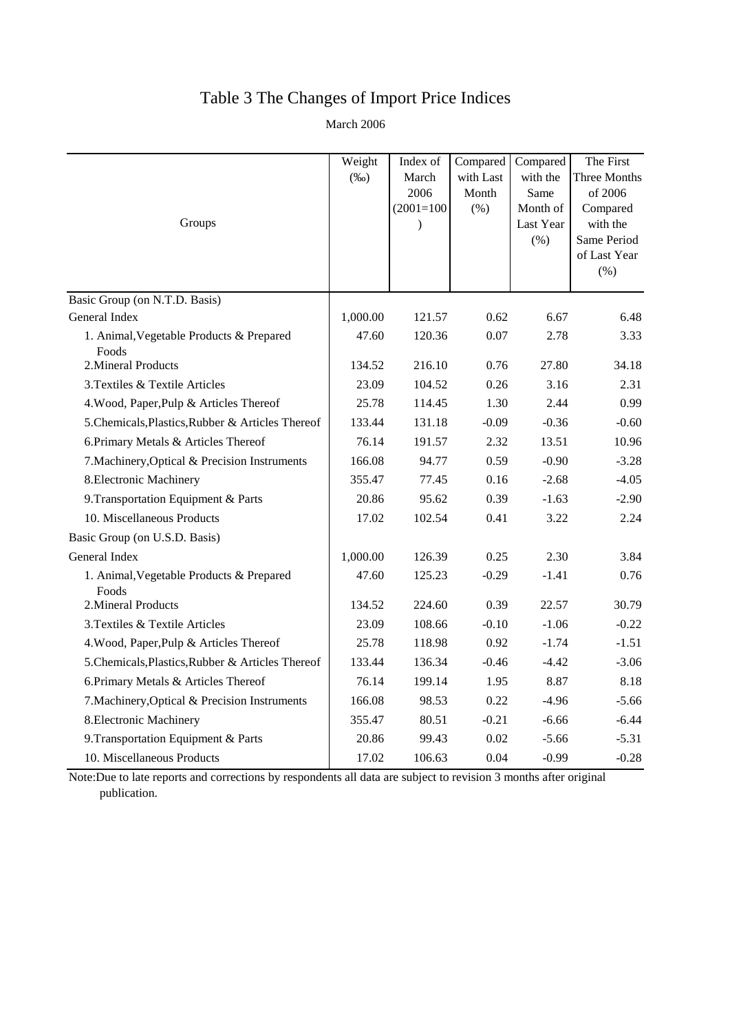# Table 3 The Changes of Import Price Indices

March 2006

| Groups | Weight (‰) | Index of March 2006 (2001=100) | Compared with Last Month (%) | Compared with the Same Month of Last Year (%) | The First Three Months of 2006 Compared with the Same Period of Last Year (%) |
|---|---|---|---|---|---|
| Basic Group (on N.T.D. Basis) | | | | | |
| General Index | 1,000.00 | 121.57 | 0.62 | 6.67 | 6.48 |
| 1. Animal,Vegetable Products & Prepared Foods | 47.60 | 120.36 | 0.07 | 2.78 | 3.33 |
| 2.Mineral Products | 134.52 | 216.10 | 0.76 | 27.80 | 34.18 |
| 3.Textiles & Textile Articles | 23.09 | 104.52 | 0.26 | 3.16 | 2.31 |
| 4.Wood, Paper,Pulp & Articles Thereof | 25.78 | 114.45 | 1.30 | 2.44 | 0.99 |
| 5.Chemicals,Plastics,Rubber & Articles Thereof | 133.44 | 131.18 | -0.09 | -0.36 | -0.60 |
| 6.Primary Metals & Articles Thereof | 76.14 | 191.57 | 2.32 | 13.51 | 10.96 |
| 7.Machinery,Optical & Precision Instruments | 166.08 | 94.77 | 0.59 | -0.90 | -3.28 |
| 8.Electronic Machinery | 355.47 | 77.45 | 0.16 | -2.68 | -4.05 |
| 9.Transportation Equipment & Parts | 20.86 | 95.62 | 0.39 | -1.63 | -2.90 |
| 10. Miscellaneous Products | 17.02 | 102.54 | 0.41 | 3.22 | 2.24 |
| Basic Group (on U.S.D. Basis) | | | | | |
| General Index | 1,000.00 | 126.39 | 0.25 | 2.30 | 3.84 |
| 1. Animal,Vegetable Products & Prepared Foods | 47.60 | 125.23 | -0.29 | -1.41 | 0.76 |
| 2.Mineral Products | 134.52 | 224.60 | 0.39 | 22.57 | 30.79 |
| 3.Textiles & Textile Articles | 23.09 | 108.66 | -0.10 | -1.06 | -0.22 |
| 4.Wood, Paper,Pulp & Articles Thereof | 25.78 | 118.98 | 0.92 | -1.74 | -1.51 |
| 5.Chemicals,Plastics,Rubber & Articles Thereof | 133.44 | 136.34 | -0.46 | -4.42 | -3.06 |
| 6.Primary Metals & Articles Thereof | 76.14 | 199.14 | 1.95 | 8.87 | 8.18 |
| 7.Machinery,Optical & Precision Instruments | 166.08 | 98.53 | 0.22 | -4.96 | -5.66 |
| 8.Electronic Machinery | 355.47 | 80.51 | -0.21 | -6.66 | -6.44 |
| 9.Transportation Equipment & Parts | 20.86 | 99.43 | 0.02 | -5.66 | -5.31 |
| 10. Miscellaneous Products | 17.02 | 106.63 | 0.04 | -0.99 | -0.28 |

Note:Due to late reports and corrections by respondents all data are subject to revision 3 months after original publication.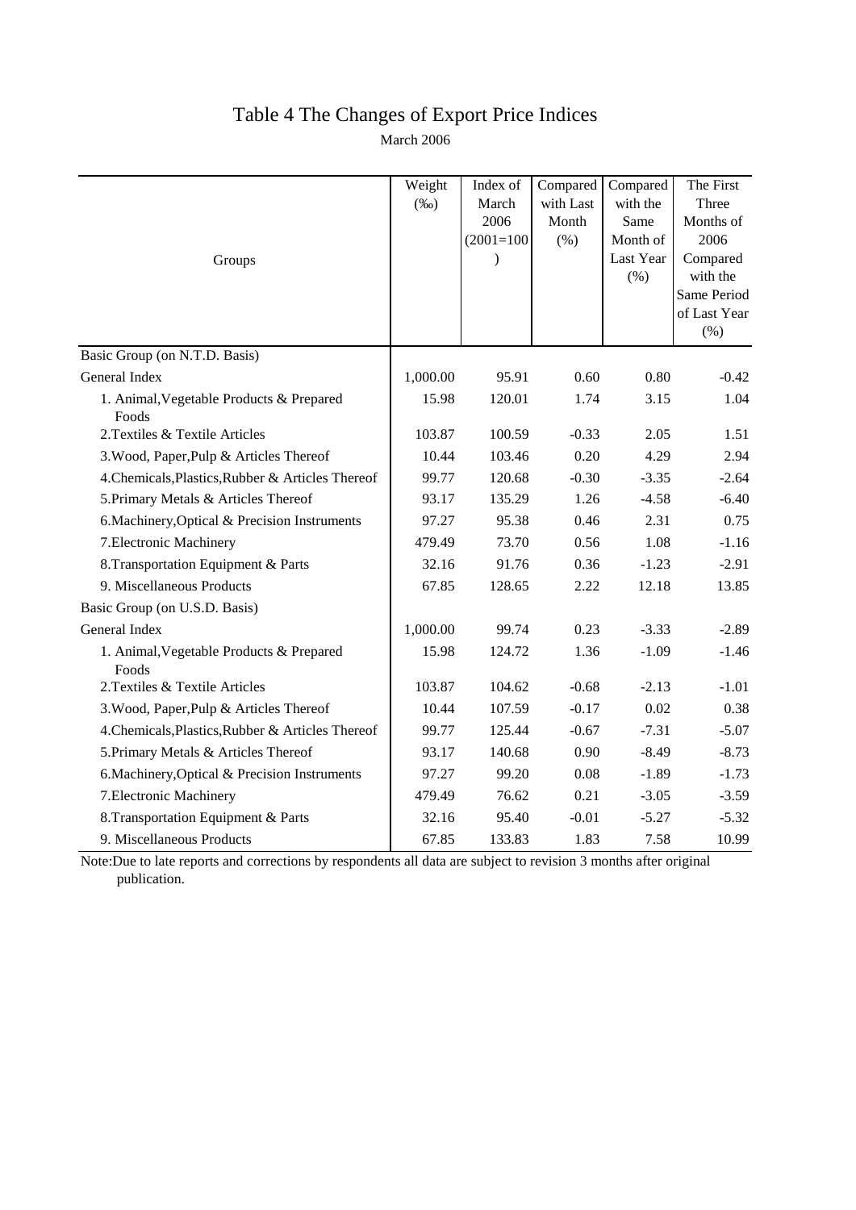# Table 4 The Changes of Export Price Indices

March 2006

| Groups | Weight (‰) | Index of March 2006 (2001=100) | Compared with Last Month (%) | Compared with the Same Month of Last Year (%) | The First Three Months of 2006 Compared with the Same Period of Last Year (%) |
|---|---|---|---|---|---|
| Basic Group (on N.T.D. Basis) | | | | | |
| General Index | 1,000.00 | 95.91 | 0.60 | 0.80 | -0.42 |
| 1. Animal,Vegetable Products & Prepared Foods | 15.98 | 120.01 | 1.74 | 3.15 | 1.04 |
| 2.Textiles & Textile Articles | 103.87 | 100.59 | -0.33 | 2.05 | 1.51 |
| 3.Wood, Paper,Pulp & Articles Thereof | 10.44 | 103.46 | 0.20 | 4.29 | 2.94 |
| 4.Chemicals,Plastics,Rubber & Articles Thereof | 99.77 | 120.68 | -0.30 | -3.35 | -2.64 |
| 5.Primary Metals & Articles Thereof | 93.17 | 135.29 | 1.26 | -4.58 | -6.40 |
| 6.Machinery,Optical & Precision Instruments | 97.27 | 95.38 | 0.46 | 2.31 | 0.75 |
| 7.Electronic Machinery | 479.49 | 73.70 | 0.56 | 1.08 | -1.16 |
| 8.Transportation Equipment & Parts | 32.16 | 91.76 | 0.36 | -1.23 | -2.91 |
| 9. Miscellaneous Products | 67.85 | 128.65 | 2.22 | 12.18 | 13.85 |
| Basic Group (on U.S.D. Basis) | | | | | |
| General Index | 1,000.00 | 99.74 | 0.23 | -3.33 | -2.89 |
| 1. Animal,Vegetable Products & Prepared Foods | 15.98 | 124.72 | 1.36 | -1.09 | -1.46 |
| 2.Textiles & Textile Articles | 103.87 | 104.62 | -0.68 | -2.13 | -1.01 |
| 3.Wood, Paper,Pulp & Articles Thereof | 10.44 | 107.59 | -0.17 | 0.02 | 0.38 |
| 4.Chemicals,Plastics,Rubber & Articles Thereof | 99.77 | 125.44 | -0.67 | -7.31 | -5.07 |
| 5.Primary Metals & Articles Thereof | 93.17 | 140.68 | 0.90 | -8.49 | -8.73 |
| 6.Machinery,Optical & Precision Instruments | 97.27 | 99.20 | 0.08 | -1.89 | -1.73 |
| 7.Electronic Machinery | 479.49 | 76.62 | 0.21 | -3.05 | -3.59 |
| 8.Transportation Equipment & Parts | 32.16 | 95.40 | -0.01 | -5.27 | -5.32 |
| 9. Miscellaneous Products | 67.85 | 133.83 | 1.83 | 7.58 | 10.99 |

Note:Due to late reports and corrections by respondents all data are subject to revision 3 months after original publication.